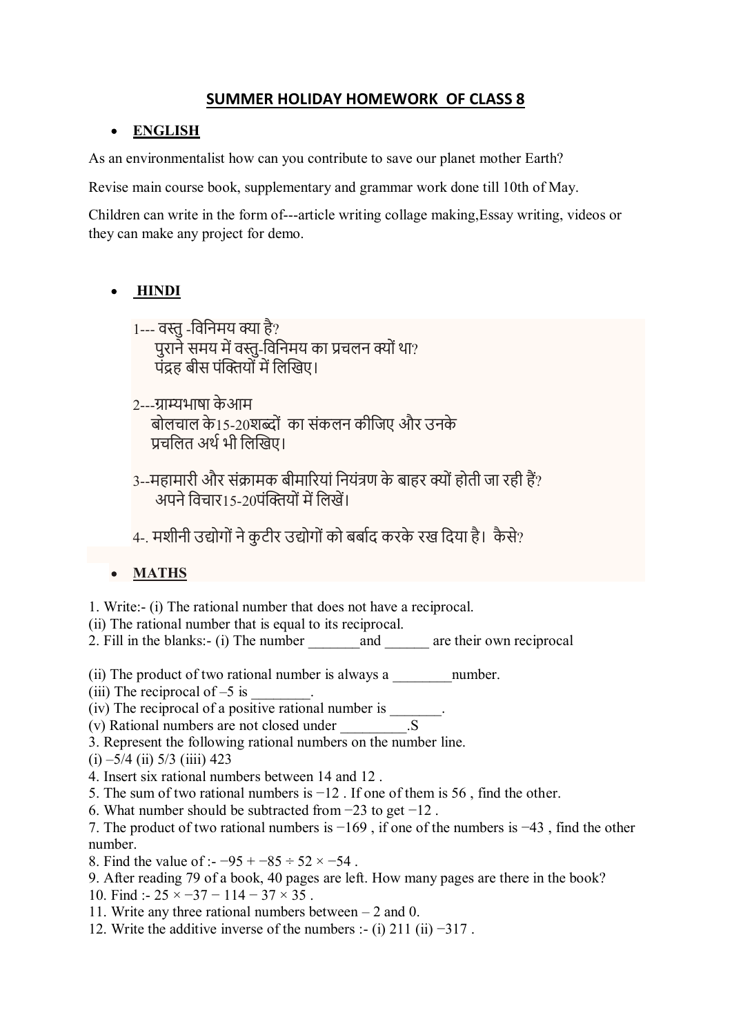## SUMMER HOLIDAY HOMEWORK OF CLASS 8

- **ENGLISH**

As an environmentalist how can you contribute to save our planet mother Earth?

Revise main course book, supplementary and grammar work done till 10th of May.

Children can write in the form of---article writing collage making,Essay writing, videos or they can make any project for demo.

- **HINDI**

1--- वस्तु -विनिमय क्या है?
पुराने समय में वस्तु-विनिमय का प्रचलन क्यों था?
पंद्रह बीस पंक्तियों में लिखिए।

2---ग्राम्यभाषा केआम
बोलचाल के15-20शब्दों का संकलन कीजिए और उनके
प्रचलित अर्थ भी लिखिए।

3--महामारी और संक्रामक बीमारियां नियंत्रण के बाहर क्यों होती जा रही हैं?
अपने विचार15-20पंक्तियों में लिखें।

4-. मशीनी उद्योगों ने कुटीर उद्योगों को बर्बाद करके रख दिया है। कैसे?

- **MATHS**

1. Write:- (i) The rational number that does not have a reciprocal.
(ii) The rational number that is equal to its reciprocal.
2. Fill in the blanks:- (i) The number _______and ______ are their own reciprocal

(ii) The product of two rational number is always a ________number.
(iii) The reciprocal of –5 is ________.
(iv) The reciprocal of a positive rational number is _______.
(v) Rational numbers are not closed under _________.S
3. Represent the following rational numbers on the number line.
(i) –5/4 (ii) 5/3 (iiii) 423
4. Insert six rational numbers between 14 and 12 .
5. The sum of two rational numbers is −12 . If one of them is 56 , find the other.
6. What number should be subtracted from −23 to get −12 .
7. The product of two rational numbers is −169 , if one of the numbers is −43 , find the other number.
8. Find the value of :- −95 + −85 ÷ 52 × −54 .
9. After reading 79 of a book, 40 pages are left. How many pages are there in the book?
10. Find :- 25 × −37 − 114 − 37 × 35 .
11. Write any three rational numbers between – 2 and 0.
12. Write the additive inverse of the numbers :- (i) 211 (ii) −317 .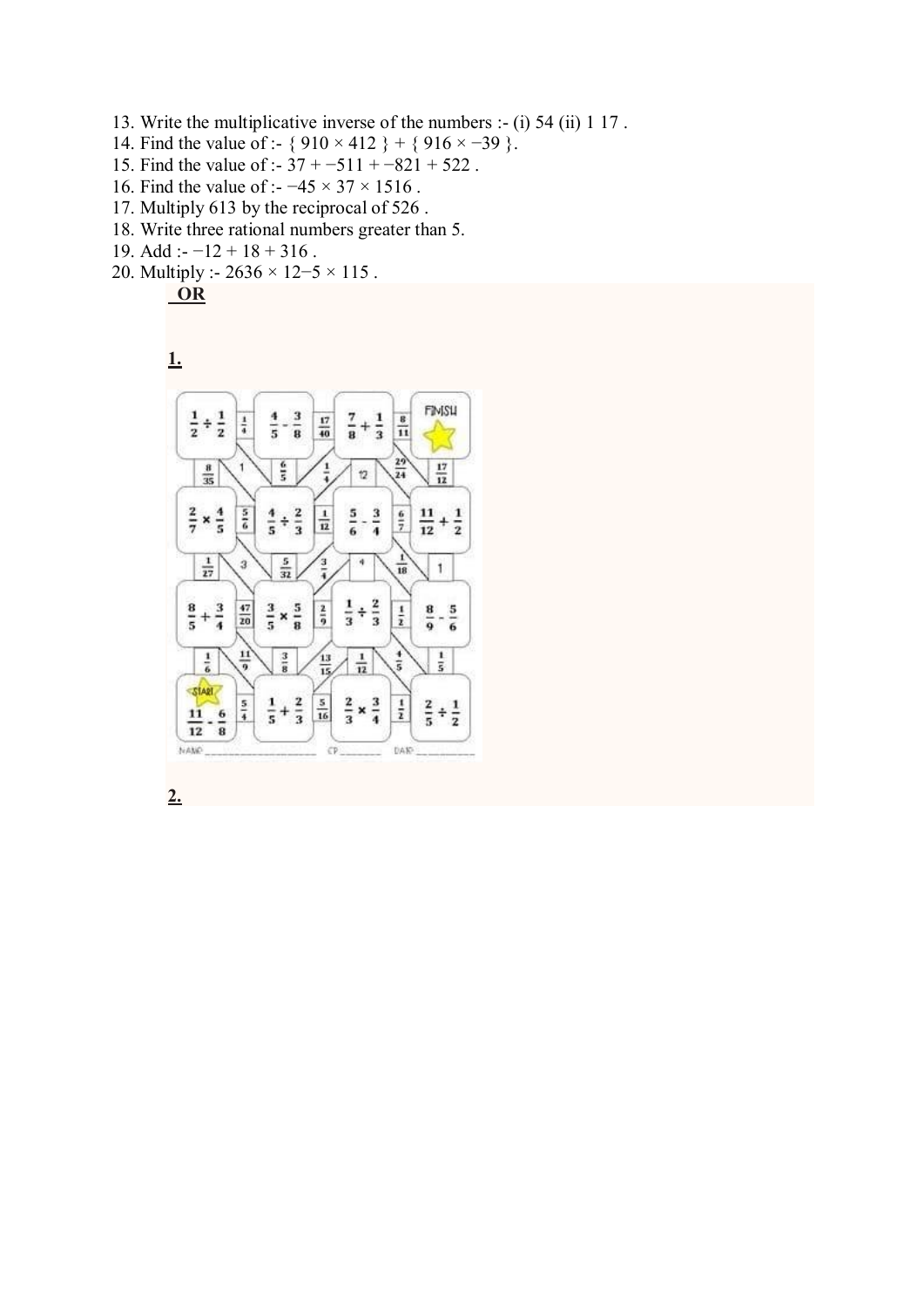13. Write the multiplicative inverse of the numbers :- (i) 54 (ii) 1 17 .
14. Find the value of :- { 910 × 412 } + { 916 × −39 }.
15. Find the value of :- 37 + −511 + −821 + 522 .
16. Find the value of :- −45 × 37 × 1516 .
17. Multiply 613 by the reciprocal of 526 .
18. Write three rational numbers greater than 5.
19. Add :- −12 + 18 + 316 .
20. Multiply :- 2636 × 12−5 × 115 .

**OR**

**1.**

**2.**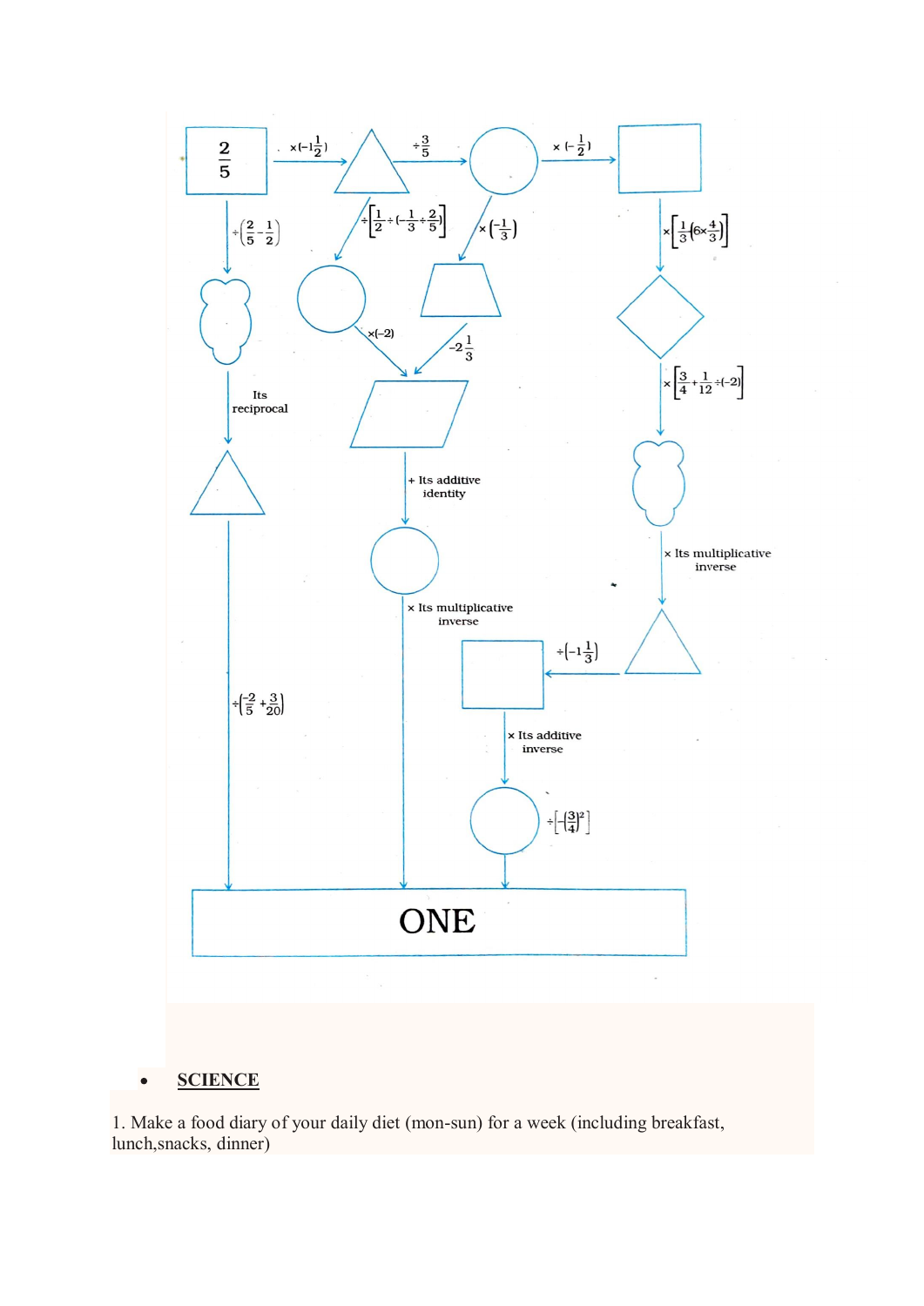$\frac{2}{5}$

$\times\left(-1\frac{1}{2}\right)$

$\div\frac{3}{5}$

$\times\left(-\frac{1}{2}\right)$

$\div\left(\frac{2}{5}-\frac{1}{2}\right)$

$\div\left[\frac{1}{2}\div\left(-\frac{1}{3}\div\frac{2}{5}\right)\right]$

$\times\left(-\frac{1}{3}\right)$

$\times\left[\frac{1}{3}\left(6\times\frac{4}{3}\right)\right]$

$\times(-2)$

$-2\frac{1}{3}$

$\times\left[\frac{3}{4}+\frac{1}{12}\div(-2)\right]$

Its reciprocal

+ Its additive identity

× Its multiplicative inverse

× Its multiplicative inverse

$\div\left(-1\frac{1}{3}\right)$

$\div\left(\frac{-2}{5}+\frac{3}{20}\right)$

× Its additive inverse

$\div\left[-\left(\frac{3}{4}\right)^2\right]$

ONE

- **SCIENCE**

1. Make a food diary of your daily diet (mon-sun) for a week (including breakfast, lunch,snacks, dinner)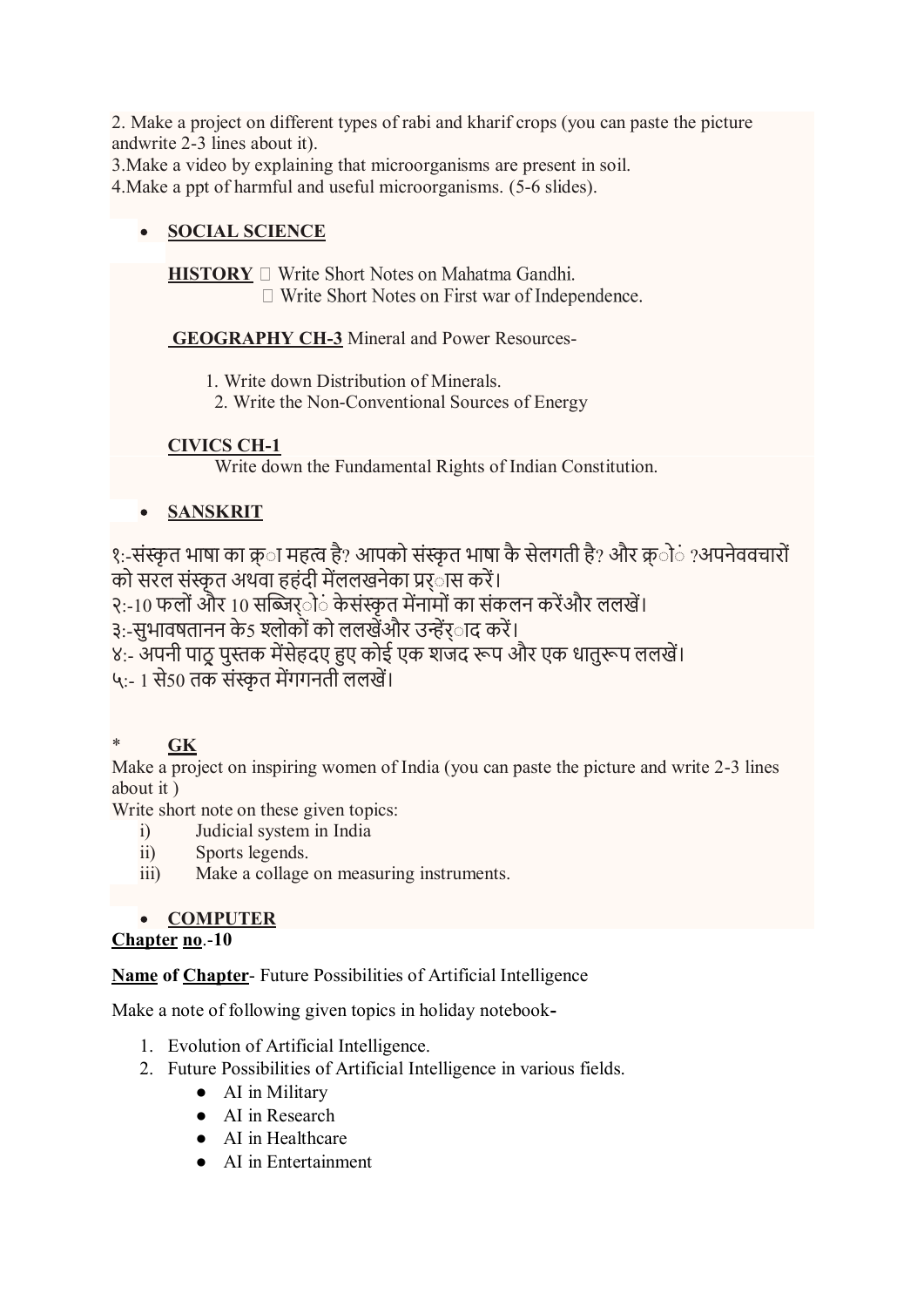2. Make a project on different types of rabi and kharif crops (you can paste the picture andwrite 2-3 lines about it).
3.Make a video by explaining that microorganisms are present in soil.
4.Make a ppt of harmful and useful microorganisms. (5-6 slides).

- **SOCIAL SCIENCE**

**HISTORY**  Write Short Notes on Mahatma Gandhi.
 Write Short Notes on First war of Independence.

**GEOGRAPHY CH-3** Mineral and Power Resources-

1. Write down Distribution of Minerals.
2. Write the Non-Conventional Sources of Energy

**CIVICS CH-1**
Write down the Fundamental Rights of Indian Constitution.

- **SANSKRIT**

१:-संस्कृत भाषा का क्ा महत्व है? आपको संस्कृत भाषा कै सेलगती है? और क्ों ?अपनेववचारों को सरल संस्कृत अथवा हहंदी मेंललखनेका प्र्ास करें।
२:-10 फलों और 10 सब्जिर्ों केसंस्कृत मेंनामों का संकलन करेंऔर ललखें।
३:-सुभावषतानन के5 श्लोकों को ललखेंऔर उन्हेंर्ाद करें।
४:- अपनी पाठ्र पुस्तक मेंसेहदए हुए कोई एक शजद रूप और एक धातुरूप ललखें।
५:- 1 से50 तक संस्कृत मेंगगनती ललखें।

\* **GK**

Make a project on inspiring women of India (you can paste the picture and write 2-3 lines about it )

Write short note on these given topics:

i) Judicial system in India
ii) Sports legends.
iii) Make a collage on measuring instruments.

- **COMPUTER**

**Chapter no.-10**

**Name of Chapter**- Future Possibilities of Artificial Intelligence

Make a note of following given topics in holiday notebook**-**

1. Evolution of Artificial Intelligence.
2. Future Possibilities of Artificial Intelligence in various fields.
   - AI in Military
   - AI in Research
   - AI in Healthcare
   - AI in Entertainment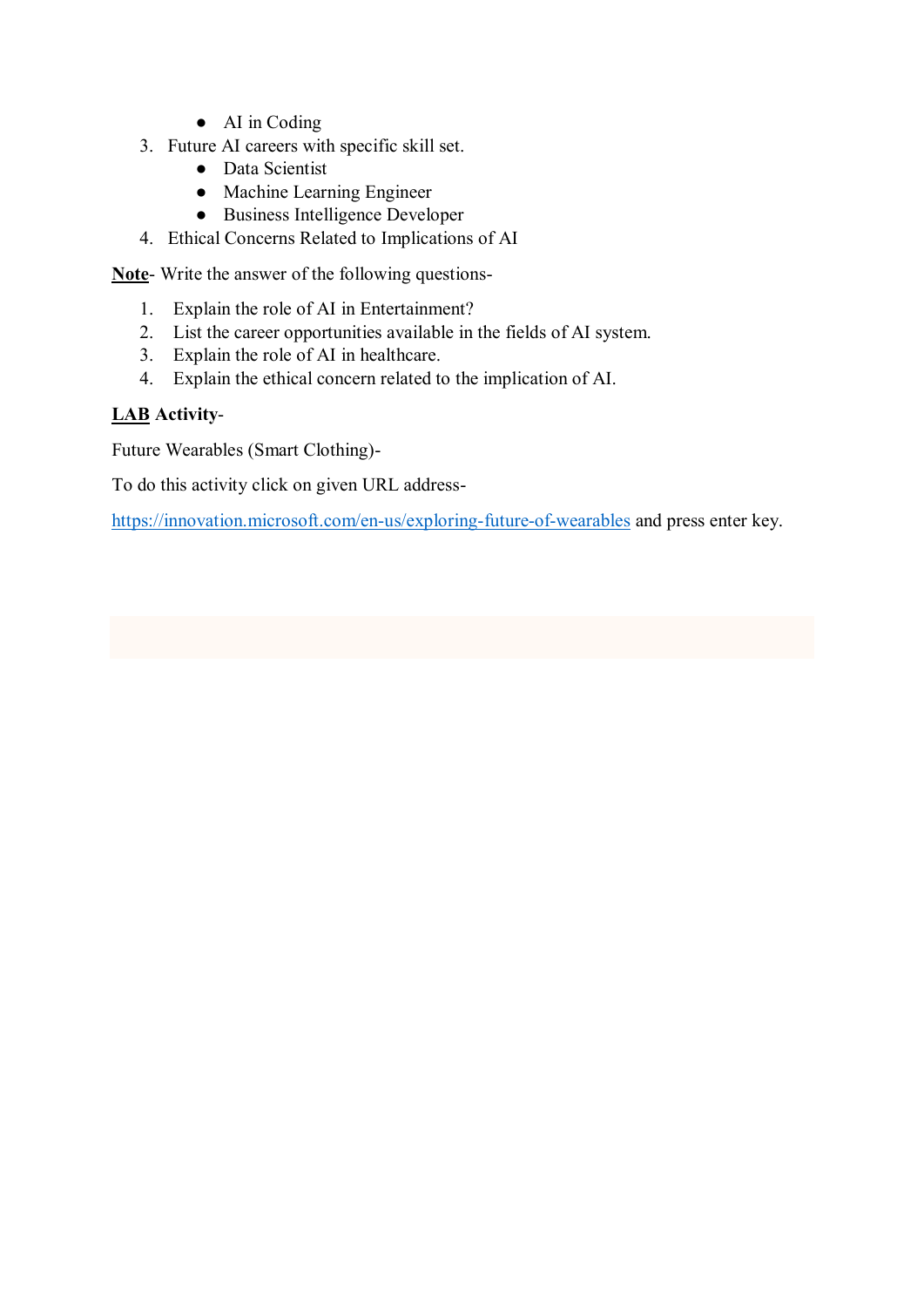- AI in Coding
3. Future AI careers with specific skill set.
    - Data Scientist
    - Machine Learning Engineer
    - Business Intelligence Developer
4. Ethical Concerns Related to Implications of AI

<u>**Note**</u>- Write the answer of the following questions-

1. Explain the role of AI in Entertainment?
2. List the career opportunities available in the fields of AI system.
3. Explain the role of AI in healthcare.
4. Explain the ethical concern related to the implication of AI.

<u>**LAB**</u> **Activity**-

Future Wearables (Smart Clothing)-

To do this activity click on given URL address-

[https://innovation.microsoft.com/en-us/exploring-future-of-wearables](https://innovation.microsoft.com/en-us/exploring-future-of-wearables) and press enter key.